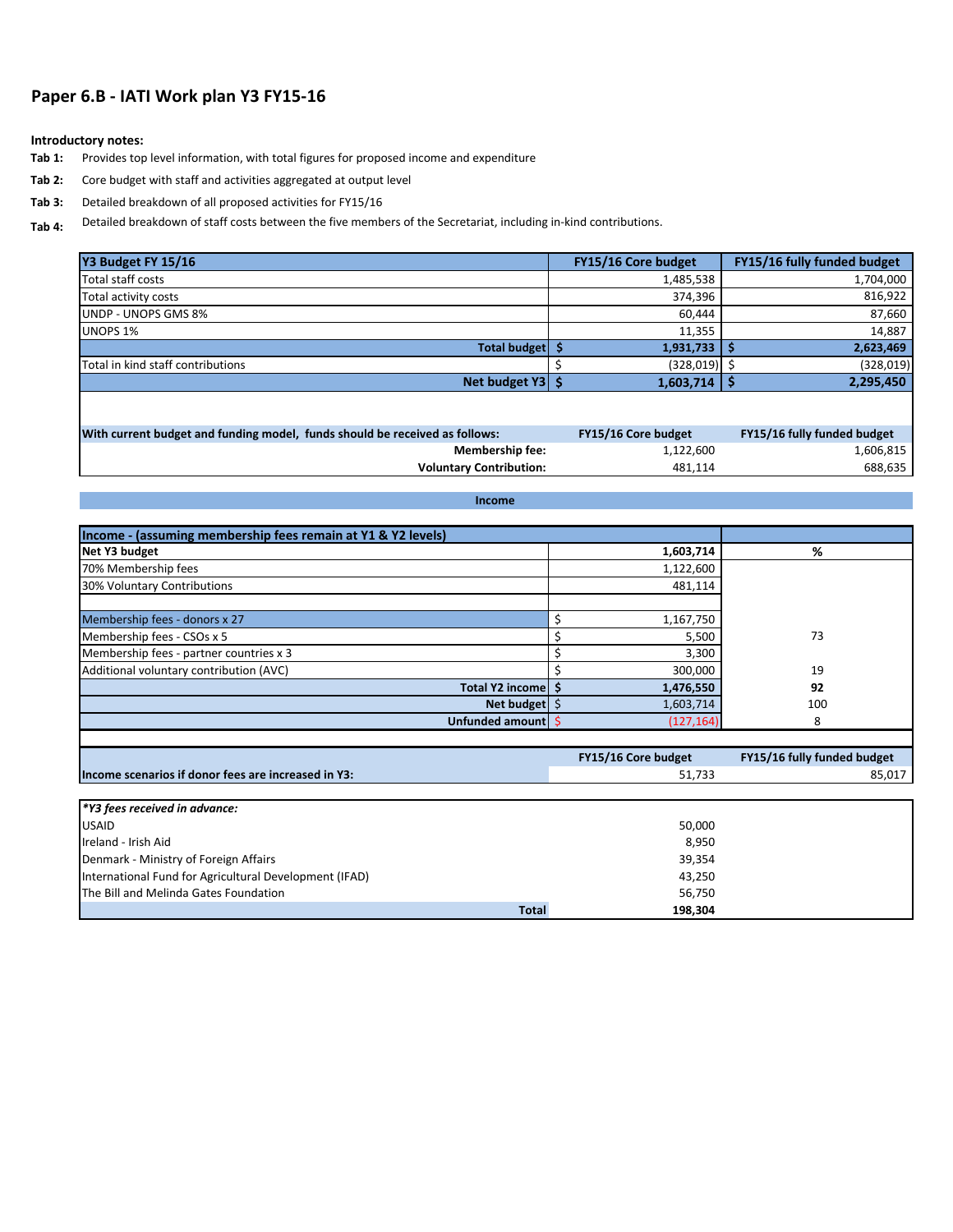# Paper 6.B - IATI Work plan Y3 FY15-16

**Introductory notes:**

**Tab 1:** Provides top level information, with total figures for proposed income and expenditure

**Tab 2:** Core budget with staff and activities aggregated at output level

**Tab 3:** Detailed breakdown of all proposed activities for FY15/16

**Tab 4:** Detailed breakdown of staff costs between the five members of the Secretariat, including in-kind contributions.

| Y3 Budget FY 15/16 | FY15/16 Core budget | FY15/16 fully funded budget |
|---|---|---|
| Total staff costs | 1,485,538 | 1,704,000 |
| Total activity costs | 374,396 | 816,922 |
| UNDP - UNOPS GMS 8% | 60,444 | 87,660 |
| UNOPS 1% | 11,355 | 14,887 |
| **Total budget** | **$ 1,931,733** | **$ 2,623,469** |
| Total in kind staff contributions | $ (328,019) | $ (328,019) |
| **Net budget Y3** | **$ 1,603,714** | **$ 2,295,450** |

| With current budget and funding model, funds should be received as follows: | FY15/16 Core budget | FY15/16 fully funded budget |
|---|---|---|
| **Membership fee:** | 1,122,600 | 1,606,815 |
| **Voluntary Contribution:** | 481,114 | 688,635 |

**Income**

| Income - (assuming membership fees remain at Y1 & Y2 levels) | | |
|---|---|---|
| **Net Y3 budget** | **1,603,714** | **%** |
| 70% Membership fees | 1,122,600 | |
| 30% Voluntary Contributions | 481,114 | |
| | | |
| Membership fees - donors x 27 | $ 1,167,750 | |
| Membership fees - CSOs x 5 | $ 5,500 | 73 |
| Membership fees - partner countries x 3 | $ 3,300 | |
| Additional voluntary contribution (AVC) | $ 300,000 | 19 |
| **Total Y2 income** | **$ 1,476,550** | **92** |
| **Net budget** | $ 1,603,714 | 100 |
| **Unfunded amount** | $ (127,164) | 8 |

| | FY15/16 Core budget | FY15/16 fully funded budget |
|---|---|---|
| **Income scenarios if donor fees are increased in Y3:** | 51,733 | 85,017 |

| *\*Y3 fees received in advance:* | |
|---|---|
| USAID | 50,000 |
| Ireland - Irish Aid | 8,950 |
| Denmark - Ministry of Foreign Affairs | 39,354 |
| International Fund for Agricultural Development (IFAD) | 43,250 |
| The Bill and Melinda Gates Foundation | 56,750 |
| **Total** | **198,304** |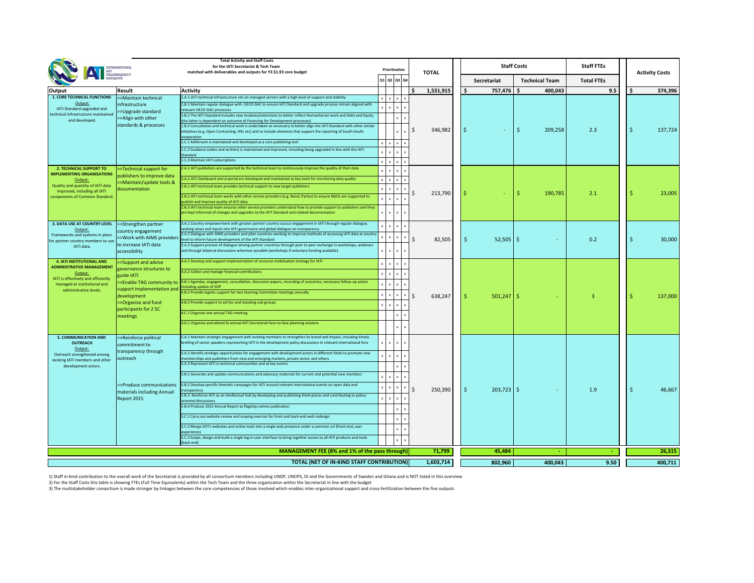**Total Activity and Staff Costs for the IATI Secretariat & Tech Team matched with deliverables and outputs for Y3 $1.93 core budget**

| Output | Result | Activity | Q1 | Q2 | Q3 | Q4 | TOTAL | Staff Costs: Secretariat | Staff Costs: Technical Team | Staff FTEs: Total FTEs | Activity Costs |
|---|---|---|---|---|---|---|---|---|---|---|---|
| | | | | | | | $ 1,531,915 | $ 757,476 | $ 400,043 | 9.5 | $ 374,396 |
| **1. CORE TECHNICAL FUNCTIONS** Output: IATI Standard upgraded and technical infrastructure maintained and developed. | >>Maintain technical infrastructure >>Upgrade standard >>Align with other standards & processes | 1.A.1 IATI technical infrastructure sits on managed servers with a high level of support and stability | x | x | x | x | $ 346,982 | $ - | $ 209,258 | 2.3 | $ 137,724 |
| | | 1.B.1 Maintain regular dialogue with OECD-DAC to ensure IATI Standard and upgrade process remain aligned with relevant OECD-DAC processes | x | x | x | x | | | | | |
| | | 1.B.2 The IATI Standard includes new modules/extensions to better reflect Humanitarian work and Debt and Equity (the latter is dependent on outcome of Financing for Development processes) | | | x | x | | | | | |
| | | 1.B.3 Consultation and technical work is undertaken as necessary to better align the IATI Standard with other similar initiatives (e.g. Open Contracting, HXL etc) and to include elements that support the reporting of South-South cooperation | | | x | x | | | | | |
| | | 1.C.1 AidStream is maintained and developed as a core publishing tool | x | x | x | x | | | | | |
| | | 1.C.2 Guidance (video and written) is maintained and improved, including being upgraded in line with the IATI Standard | x | x | x | x | | | | | |
| | | 1.C.3 Maintain IATI subscriptions | x | x | x | x | | | | | |
| **2. TECHNICAL SUPPORT TO IMPLEMENTING ORGANISATIONS** Output: Quality and quantity of IATI data improved, including all IATI components of Common Standard. | >>Technical support for publishers to improve data >>Maintain/update tools & documentation | 2.A.1 IATI publishers are supported by the technical team to continuously improve the quality of their data | x | x | x | x | $ 213,790 | $ - | $ 190,785 | 2.1 | $ 23,005 |
| | | 2.A.2 IATI Dashboard and d-portal are developed and maintained as key tools for monitoring data quality | x | x | x | x | | | | | |
| | | 2.B.1 IATI technical team provides technical support to new target publishers | x | x | x | x | | | | | |
| | | 2.B.2 IATI technical team works with other service providers (e.g. Bond, Partos) to ensure NGOs are supported to publish and improve quality of IATI data | x | x | x | x | | | | | |
| | | 2.B.3 IATI technical team ensures other service providers understand how to provide support to publishers and they are kept informed of changes and upgrades to the IATI Standard and related documentation | x | x | x | x | | | | | |
| **3. DATA USE AT COUNTRY LEVEL** Output: Frameworks and systems in place for partner country members to use IATI data. | >>Strengthen partner country engagement >>Work with AIMS providers to increase IATI data accessibility | 3.A.1 Country empowerment with greater partner country caucus engagement in IATI through regular dialogue, seeking views and inputs into IATI governance and global dialogue on transparency | x | x | x | x | $ 82,505 | $ 52,505 | $ - | 0.2 | $ 30,000 |
| | | 3.A.2 Dialogue with AIMS providers and pilot countries working to improve methods of accessing IATI data at country level to inform future development of the IATI Standard | x | x | x | x | | | | | |
| | | 3.A.3 Support process of dialogue among partner countries through peer to peer exchange in workshops, webinars and through bilateral discussions wherever possible (workshops if voluntary funding available) | x | x | x | x | | | | | |
| **4. IATI INSTITUTIONAL AND ADMINISTRATIVE MANAGEMENT** Output: IATI is effectively and efficiently managed at institutional and administrative levels. | >>Support and advise governance structures to guide IATI >>Enable TAG community to support implementation and development >>Organise and fund participants for 2 SC meetings | 4.A.1 Develop and support implementation of resource mobilisation strategy for IATI | x | x | x | x | $ 638,247 | $ 501,247 | $ - | 3 | $ 137,000 |
| | | 4.A.2 Collect and manage financial contributions | x | x | x | x | | | | | |
| | | 4.B.1 Agendas, engagement, consultation, discussion papers, recording of outcomes, necessary follow-up action including update of SOP | x | x | x | x | | | | | |
| | | 4.B.2 Provide logistic support for two Steering Committee meetings annually | x | x | x | x | | | | | |
| | | 4.B.3 Provide support to ad hoc and standing sub-groups | x | x | x | x | | | | | |
| | | 4.C.1 Organise one annual TAG meeting | | | x | x | | | | | |
| | | 4.D.1 Organise and attend bi-annual IATI Secretariat face-to-face planning sessions | | | x | x | | | | | |
| **5. COMMUNICATION AND OUTREACH** Output: Outreach strengthened among existing IATI members and other development actors. | >>Reinforce political commitment to transparency through outreach | 5.A.1 Maintain strategic engagement with existing members to strengthen its brand and impact, including timely briefing of senior speakers representing IATI in the development policy discussions in relevant international fora | x | x | x | x | $ 250,390 | $ 203,723 | $ - | 1.9 | $ 46,667 |
| | | 5.A.2 Identify strategic opportunities for engagement with development actors in different fields to promote new memberships and publishers from new and emerging markets, private sector and others | x | x | x | x | | | | | |
| | | 5.A.3 Represent IATI in technical communities and at key events | | | x | x | | | | | |
| | >>Produce communications materials including Annual Report 2015 | 5.B.1 Generate and update communications and advocacy materials for current and potential new members | x | x | x | x | | | | | |
| | | 5.B.2 Develop specific thematic campaigns for IATI around relevant international events on open data and transparency | x | x | x | x | | | | | |
| | | 5.B.3. Reinforce IATI as an intellectual hub by developing and publishing think-pieces and contributing to policy-oriented discussions | x | x | x | x | | | | | |
| | | 5.B.4 Produce 2015 Annual Report as flagship comms publication | | | x | x | | | | | |
| | | 5.C.1 Carry out website review and scoping exercise for front and back-end web redesign | | | x | x | | | | | |
| | | 5.C.2 Merge IATI's websites and online tools into a single web presence under a common url (front end, user experience) | | | x | x | | | | | |
| | | 5.C.3 Scope, design and build a single log-in user interface to bring together access to all IATI products and tools (back end) | | | x | x | | | | | |
| | | **MANAGEMENT FEE (8% and 1% of the pass through)** | | | | | **71,799** | **45,484** | **-** | **-** | **26,315** |
| | | **TOTAL (NET OF IN-KIND STAFF CONTRIBUTION)** | | | | | **1,603,714** | **802,960** | **400,043** | **9.50** | **400,711** |

1) Staff in-kind contribution to the overall work of the Secretariat is provided by all consortium members including UNDP, UNOPS, DI and the Governments of Sweden and Ghana and is NOT listed in this overview

2) For the Staff Costs this table is showing FTEs (Full Time Equivalents) within the Tech Team and the three organization within the Secretariat in line with the budget

3) The multistakeholder consortium is made stronger by linkages between the core competencies of those involved which enables inter-organizational support and cross-fertilization between the five outputs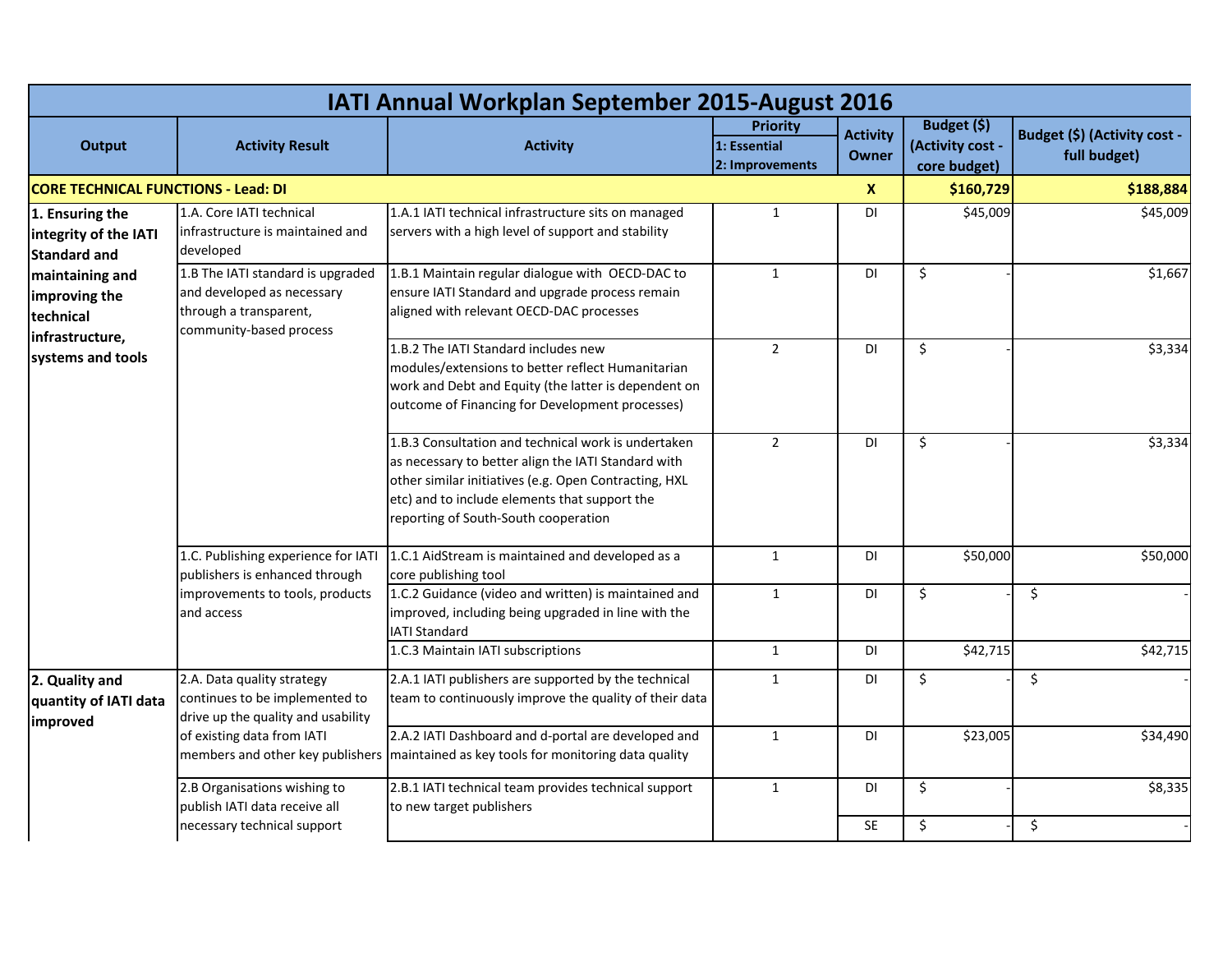| IATI Annual Workplan September 2015-August 2016 | | | | | | |
|---|---|---|---|---|---|---|
| **Output** | **Activity Result** | **Activity** | **Priority**<br>**1: Essential**<br>**2: Improvements** | **Activity Owner** | **Budget ($) (Activity cost - core budget)** | **Budget ($) (Activity cost - full budget)** |
| **CORE TECHNICAL FUNCTIONS - Lead: DI** | | | | **X** | **$160,729** | **$188,884** |
| **1. Ensuring the integrity of the IATI Standard and maintaining and improving the technical infrastructure, systems and tools** | 1.A. Core IATI technical infrastructure is maintained and developed | 1.A.1 IATI technical infrastructure sits on managed servers with a high level of support and stability | 1 | DI | $45,009 | $45,009 |
| | 1.B The IATI standard is upgraded and developed as necessary through a transparent, community-based process | 1.B.1 Maintain regular dialogue with OECD-DAC to ensure IATI Standard and upgrade process remain aligned with relevant OECD-DAC processes | 1 | DI | $ - | $1,667 |
| | | 1.B.2 The IATI Standard includes new modules/extensions to better reflect Humanitarian work and Debt and Equity (the latter is dependent on outcome of Financing for Development processes) | 2 | DI | $ - | $3,334 |
| | | 1.B.3 Consultation and technical work is undertaken as necessary to better align the IATI Standard with other similar initiatives (e.g. Open Contracting, HXL etc) and to include elements that support the reporting of South-South cooperation | 2 | DI | $ - | $3,334 |
| | 1.C. Publishing experience for IATI publishers is enhanced through improvements to tools, products and access | 1.C.1 AidStream is maintained and developed as a core publishing tool | 1 | DI | $50,000 | $50,000 |
| | | 1.C.2 Guidance (video and written) is maintained and improved, including being upgraded in line with the IATI Standard | 1 | DI | $ - | $ - |
| | | 1.C.3 Maintain IATI subscriptions | 1 | DI | $42,715 | $42,715 |
| **2. Quality and quantity of IATI data improved** | 2.A. Data quality strategy continues to be implemented to drive up the quality and usability of existing data from IATI members and other key publishers | 2.A.1 IATI publishers are supported by the technical team to continuously improve the quality of their data | 1 | DI | $ - | $ - |
| | | 2.A.2 IATI Dashboard and d-portal are developed and maintained as key tools for monitoring data quality | 1 | DI | $23,005 | $34,490 |
| | 2.B Organisations wishing to publish IATI data receive all necessary technical support | 2.B.1 IATI technical team provides technical support to new target publishers | 1 | DI | $ - | $8,335 |
| | | | | SE | $ - | $ - |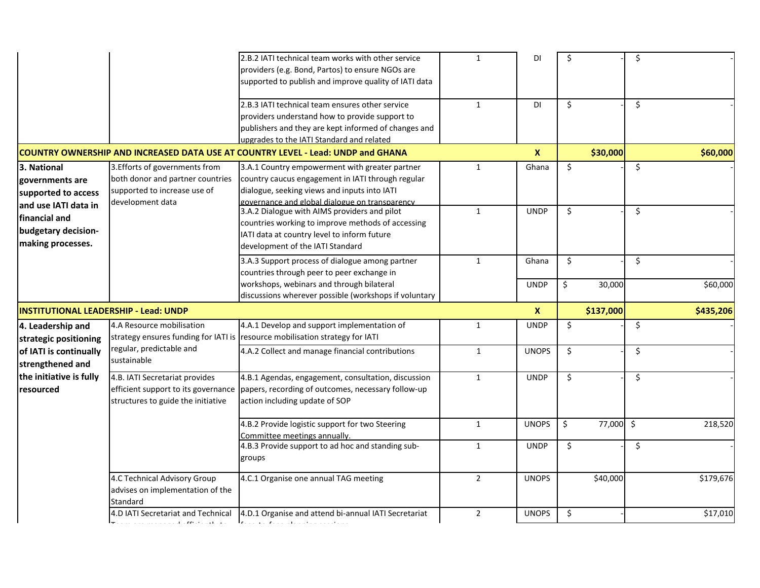| | | | | | | |
|---|---|---|---|---|---|---|
| | | 2.B.2 IATI technical team works with other service providers (e.g. Bond, Partos) to ensure NGOs are supported to publish and improve quality of IATI data | 1 | DI | $ - | $ - |
| | | 2.B.3 IATI technical team ensures other service providers understand how to provide support to publishers and they are kept informed of changes and upgrades to the IATI Standard and related | 1 | DI | $ - | $ - |
| **COUNTRY OWNERSHIP AND INCREASED DATA USE AT COUNTRY LEVEL - Lead: UNDP and GHANA** | | | | **X** | **$30,000** | **$60,000** |
| **3. National governments are supported to access and use IATI data in financial and budgetary decision-making processes.** | 3.Efforts of governments from both donor and partner countries supported to increase use of development data | 3.A.1 Country empowerment with greater partner country caucus engagement in IATI through regular dialogue, seeking views and inputs into IATI governance and global dialogue on transparency | 1 | Ghana | $ - | $ - |
| | | 3.A.2 Dialogue with AIMS providers and pilot countries working to improve methods of accessing IATI data at country level to inform future development of the IATI Standard | 1 | UNDP | $ - | $ - |
| | | 3.A.3 Support process of dialogue among partner countries through peer to peer exchange in workshops, webinars and through bilateral discussions wherever possible (workshops if voluntary | 1 | Ghana | $ - | $ - |
| | | | | UNDP | $ 30,000 | $60,000 |
| **INSTITUTIONAL LEADERSHIP - Lead: UNDP** | | | | **X** | **$137,000** | **$435,206** |
| **4. Leadership and strategic positioning of IATI is continually strengthened and the initiative is fully resourced** | 4.A Resource mobilisation strategy ensures funding for IATI is regular, predictable and sustainable | 4.A.1 Develop and support implementation of resource mobilisation strategy for IATI | 1 | UNDP | $ - | $ - |
| | | 4.A.2 Collect and manage financial contributions | 1 | UNOPS | $ - | $ - |
| | 4.B. IATI Secretariat provides efficient support to its governance structures to guide the initiative | 4.B.1 Agendas, engagement, consultation, discussion papers, recording of outcomes, necessary follow-up action including update of SOP | 1 | UNDP | $ - | $ - |
| | | 4.B.2 Provide logistic support for two Steering Committee meetings annually. | 1 | UNOPS | $ 77,000 | $ 218,520 |
| | | 4.B.3 Provide support to ad hoc and standing sub-groups | 1 | UNDP | $ - | $ - |
| | 4.C Technical Advisory Group advises on implementation of the Standard | 4.C.1 Organise one annual TAG meeting | 2 | UNOPS | $40,000 | $179,676 |
| | 4.D IATI Secretariat and Technical | 4.D.1 Organise and attend bi-annual IATI Secretariat | 2 | UNOPS | $ - | $17,010 |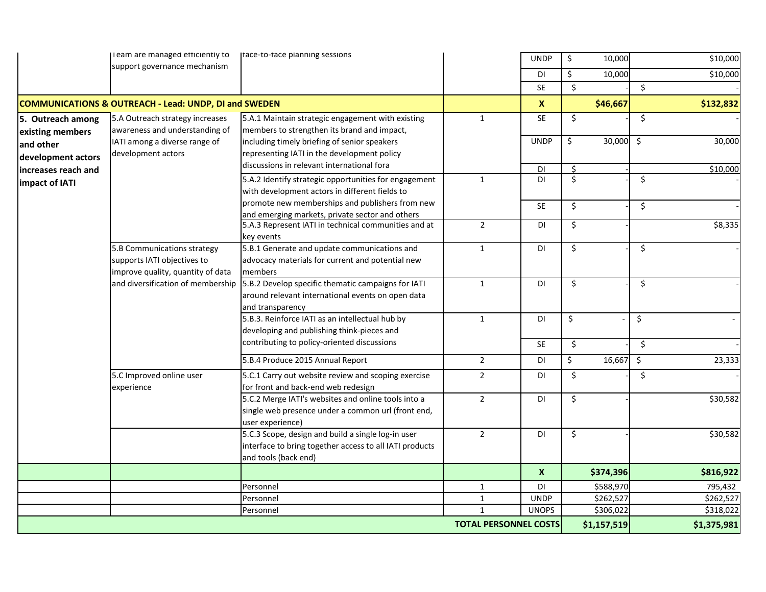| | | | | | | |
|---|---|---|---|---|---|---|
| | Team are managed efficiently to support governance mechanism | face-to-face planning sessions | | UNDP | $ 10,000 | $10,000 |
| | | | | DI | $ 10,000 | $10,000 |
| | | | | SE | $ - | $ - |
| **COMMUNICATIONS & OUTREACH - Lead: UNDP, DI and SWEDEN** | | | | **X** | **$46,667** | **$132,832** |
| **5. Outreach among existing members and other development actors increases reach and impact of IATI** | 5.A Outreach strategy increases awareness and understanding of IATI among a diverse range of development actors | 5.A.1 Maintain strategic engagement with existing members to strengthen its brand and impact, including timely briefing of senior speakers representing IATI in the development policy discussions in relevant international fora | 1 | SE | $ - | $ - |
| | | | | UNDP | $ 30,000 | $ 30,000 |
| | | | | DI | $ - | $10,000 |
| | | 5.A.2 Identify strategic opportunities for engagement with development actors in different fields to promote new memberships and publishers from new and emerging markets, private sector and others | 1 | DI | $ - | $ - |
| | | | | SE | $ - | $ - |
| | | 5.A.3 Represent IATI in technical communities and at key events | 2 | DI | $ - | $8,335 |
| | 5.B Communications strategy supports IATI objectives to improve quality, quantity of data and diversification of membership | 5.B.1 Generate and update communications and advocacy materials for current and potential new members | 1 | DI | $ - | $ - |
| | | 5.B.2 Develop specific thematic campaigns for IATI around relevant international events on open data and transparency | 1 | DI | $ - | $ - |
| | | 5.B.3. Reinforce IATI as an intellectual hub by developing and publishing think-pieces and contributing to policy-oriented discussions | 1 | DI | $ - | $ - |
| | | | | SE | $ - | $ - |
| | | 5.B.4 Produce 2015 Annual Report | 2 | DI | $ 16,667 | $ 23,333 |
| | 5.C Improved online user experience | 5.C.1 Carry out website review and scoping exercise for front and back-end web redesign | 2 | DI | $ - | $ - |
| | | 5.C.2 Merge IATI's websites and online tools into a single web presence under a common url (front end, user experience) | 2 | DI | $ - | $30,582 |
| | | 5.C.3 Scope, design and build a single log-in user interface to bring together access to all IATI products and tools (back end) | 2 | DI | $ - | $30,582 |
| | | | | **X** | **$374,396** | **$816,922** |
| | | Personnel | 1 | DI | $588,970 | 795,432 |
| | | Personnel | 1 | UNDP | $262,527 | $262,527 |
| | | Personnel | 1 | UNOPS | $306,022 | $318,022 |
| | | | **TOTAL PERSONNEL COSTS** | | **$1,157,519** | **$1,375,981** |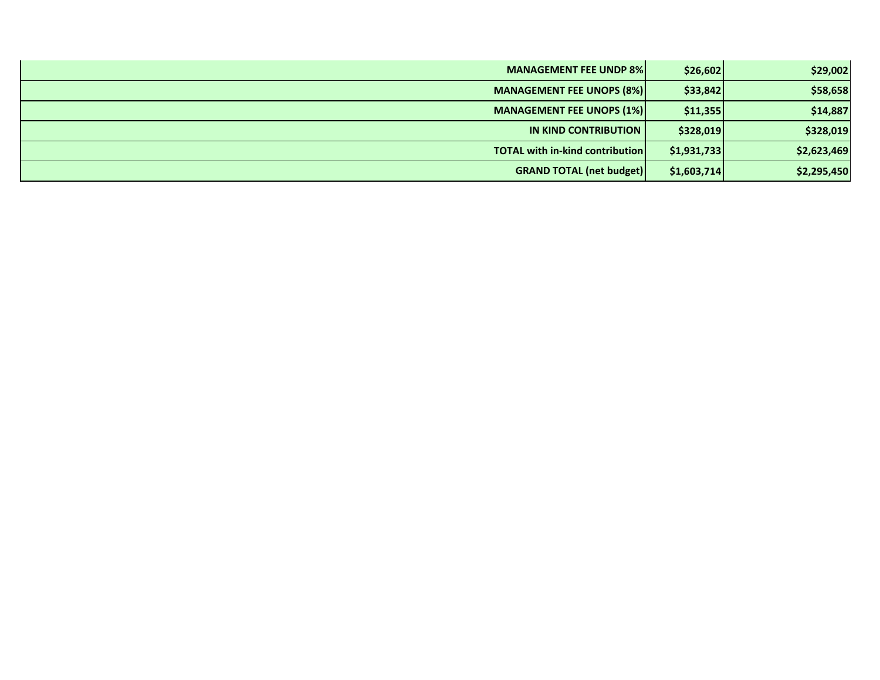| | | |
|---|---|---|
| **MANAGEMENT FEE UNDP 8%** | **$26,602** | **$29,002** |
| **MANAGEMENT FEE UNOPS (8%)** | **$33,842** | **$58,658** |
| **MANAGEMENT FEE UNOPS (1%)** | **$11,355** | **$14,887** |
| **IN KIND CONTRIBUTION** | **$328,019** | **$328,019** |
| **TOTAL with in-kind contribution** | **$1,931,733** | **$2,623,469** |
| **GRAND TOTAL (net budget)** | **$1,603,714** | **$2,295,450** |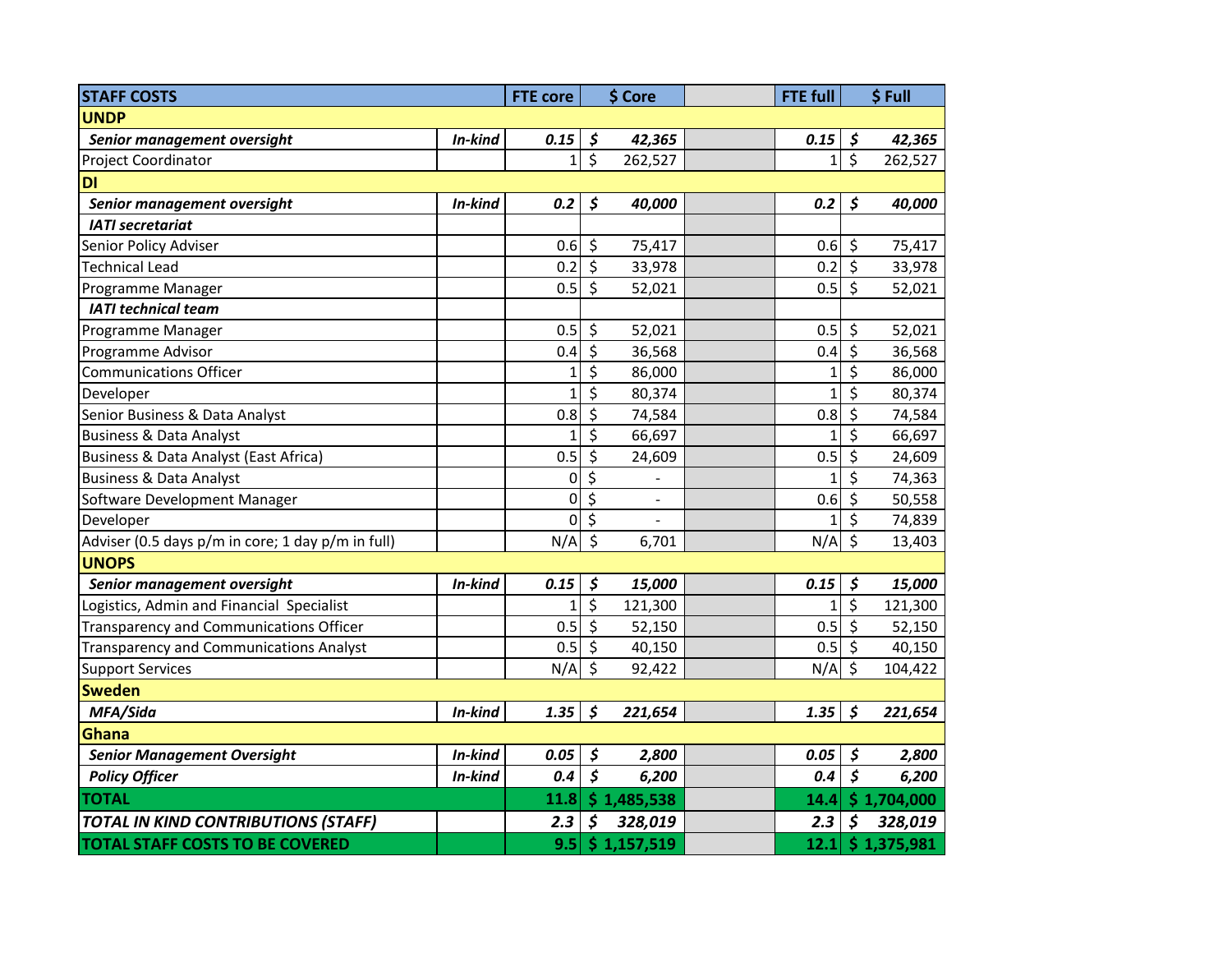| STAFF COSTS | | FTE core | $ Core | | FTE full | $ Full |
|---|---|---|---|---|---|---|
| **UNDP** | | | | | | |
| ***Senior management oversight*** | ***In-kind*** | ***0.15*** | ***$ 42,365*** | | ***0.15*** | ***$ 42,365*** |
| Project Coordinator | | 1 | $ 262,527 | | 1 | $ 262,527 |
| **DI** | | | | | | |
| ***Senior management oversight*** | ***In-kind*** | ***0.2*** | ***$ 40,000*** | | ***0.2*** | ***$ 40,000*** |
| ***IATI secretariat*** | | | | | | |
| Senior Policy Adviser | | 0.6 | $ 75,417 | | 0.6 | $ 75,417 |
| Technical Lead | | 0.2 | $ 33,978 | | 0.2 | $ 33,978 |
| Programme Manager | | 0.5 | $ 52,021 | | 0.5 | $ 52,021 |
| ***IATI technical team*** | | | | | | |
| Programme Manager | | 0.5 | $ 52,021 | | 0.5 | $ 52,021 |
| Programme Advisor | | 0.4 | $ 36,568 | | 0.4 | $ 36,568 |
| Communications Officer | | 1 | $ 86,000 | | 1 | $ 86,000 |
| Developer | | 1 | $ 80,374 | | 1 | $ 80,374 |
| Senior Business & Data Analyst | | 0.8 | $ 74,584 | | 0.8 | $ 74,584 |
| Business & Data Analyst | | 1 | $ 66,697 | | 1 | $ 66,697 |
| Business & Data Analyst (East Africa) | | 0.5 | $ 24,609 | | 0.5 | $ 24,609 |
| Business & Data Analyst | | 0 | $ - | | 1 | $ 74,363 |
| Software Development Manager | | 0 | $ - | | 0.6 | $ 50,558 |
| Developer | | 0 | $ - | | 1 | $ 74,839 |
| Adviser (0.5 days p/m in core; 1 day p/m in full) | | N/A | $ 6,701 | | N/A | $ 13,403 |
| **UNOPS** | | | | | | |
| ***Senior management oversight*** | ***In-kind*** | ***0.15*** | ***$ 15,000*** | | ***0.15*** | ***$ 15,000*** |
| Logistics, Admin and Financial Specialist | | 1 | $ 121,300 | | 1 | $ 121,300 |
| Transparency and Communications Officer | | 0.5 | $ 52,150 | | 0.5 | $ 52,150 |
| Transparency and Communications Analyst | | 0.5 | $ 40,150 | | 0.5 | $ 40,150 |
| Support Services | | N/A | $ 92,422 | | N/A | $ 104,422 |
| **Sweden** | | | | | | |
| ***MFA/Sida*** | ***In-kind*** | ***1.35*** | ***$ 221,654*** | | ***1.35*** | ***$ 221,654*** |
| **Ghana** | | | | | | |
| ***Senior Management Oversight*** | ***In-kind*** | ***0.05*** | ***$ 2,800*** | | ***0.05*** | ***$ 2,800*** |
| ***Policy Officer*** | ***In-kind*** | ***0.4*** | ***$ 6,200*** | | ***0.4*** | ***$ 6,200*** |
| **TOTAL** | | **11.8** | **$ 1,485,538** | | **14.4** | **$ 1,704,000** |
| ***TOTAL IN KIND CONTRIBUTIONS (STAFF)*** | | ***2.3*** | ***$ 328,019*** | | ***2.3*** | ***$ 328,019*** |
| **TOTAL STAFF COSTS TO BE COVERED** | | **9.5** | **$ 1,157,519** | | **12.1** | **$ 1,375,981** |